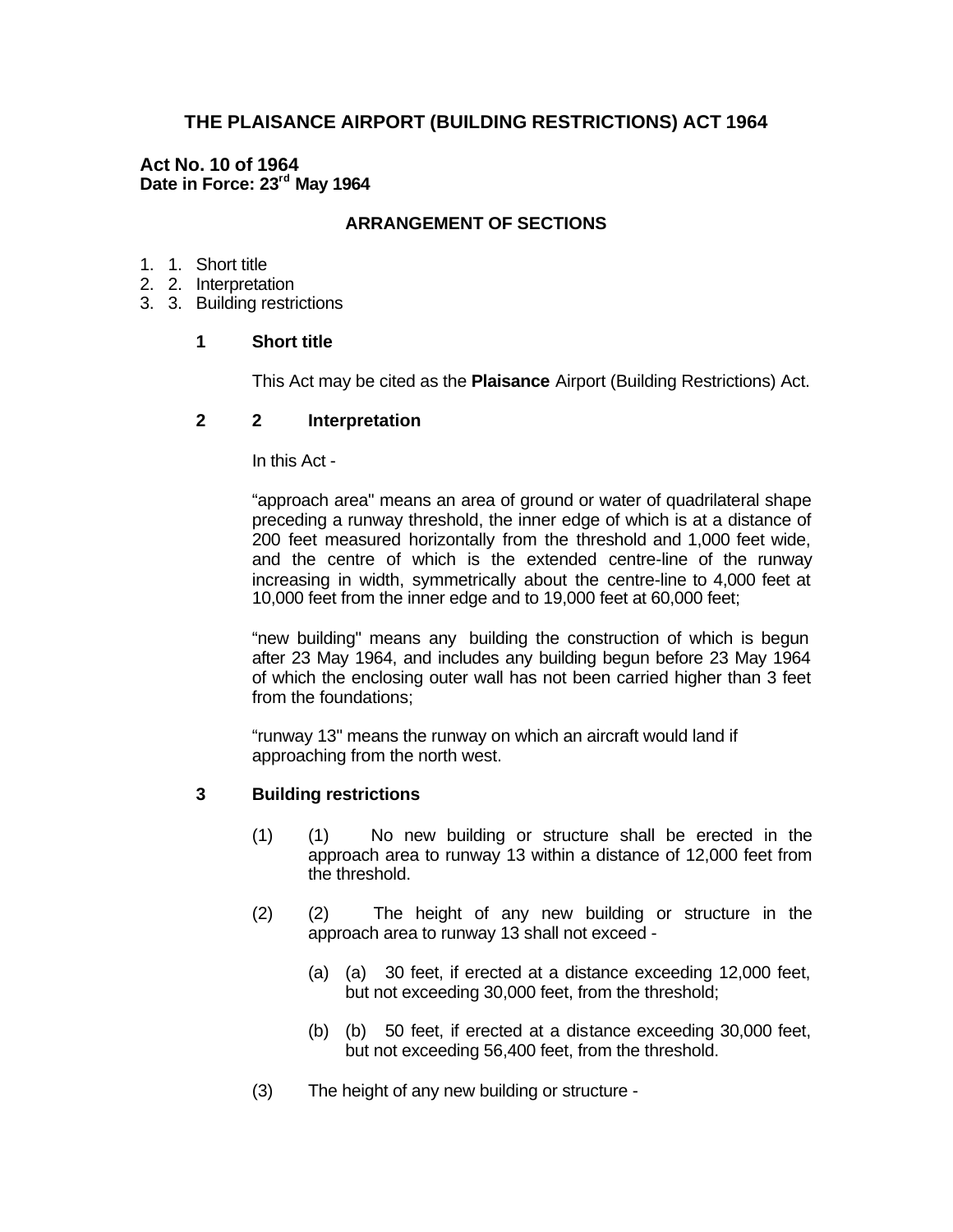# THE PLAISANCE AIRPORT (BUILDING RESTRICTIONS) ACT 1964

**Act No. 10 of 1964**
**Date in Force: 23rd May 1964**

## ARRANGEMENT OF SECTIONS

1. 1. Short title
2. 2. Interpretation
3. 3. Building restrictions

### 1 Short title

This Act may be cited as the **Plaisance** Airport (Building Restrictions) Act.

### 2 2 Interpretation

In this Act -

“approach area" means an area of ground or water of quadrilateral shape preceding a runway threshold, the inner edge of which is at a distance of 200 feet measured horizontally from the threshold and 1,000 feet wide, and the centre of which is the extended centre-line of the runway increasing in width, symmetrically about the centre-line to 4,000 feet at 10,000 feet from the inner edge and to 19,000 feet at 60,000 feet;

“new building" means any building the construction of which is begun after 23 May 1964, and includes any building begun before 23 May 1964 of which the enclosing outer wall has not been carried higher than 3 feet from the foundations;

“runway 13" means the runway on which an aircraft would land if approaching from the north west.

### 3 Building restrictions

(1) (1) No new building or structure shall be erected in the approach area to runway 13 within a distance of 12,000 feet from the threshold.

(2) (2) The height of any new building or structure in the approach area to runway 13 shall not exceed -

(a) (a) 30 feet, if erected at a distance exceeding 12,000 feet, but not exceeding 30,000 feet, from the threshold;

(b) (b) 50 feet, if erected at a distance exceeding 30,000 feet, but not exceeding 56,400 feet, from the threshold.

(3) The height of any new building or structure -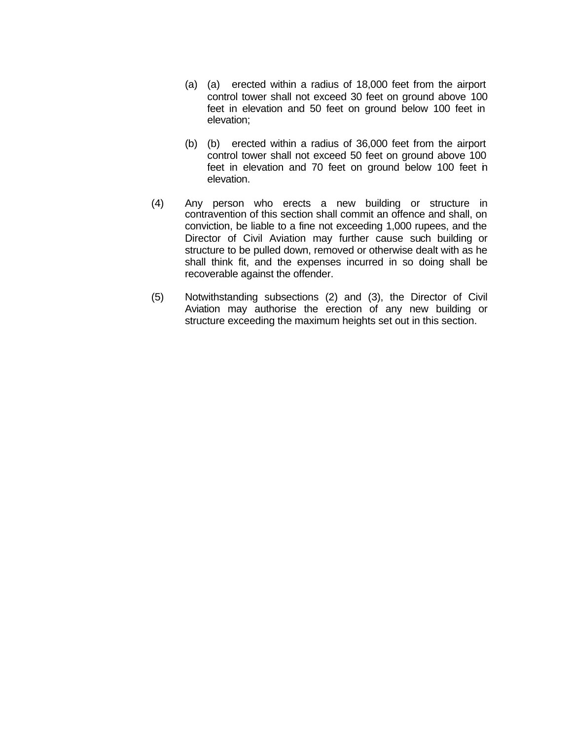(a) (a) erected within a radius of 18,000 feet from the airport control tower shall not exceed 30 feet on ground above 100 feet in elevation and 50 feet on ground below 100 feet in elevation;

(b) (b) erected within a radius of 36,000 feet from the airport control tower shall not exceed 50 feet on ground above 100 feet in elevation and 70 feet on ground below 100 feet in elevation.

(4) Any person who erects a new building or structure in contravention of this section shall commit an offence and shall, on conviction, be liable to a fine not exceeding 1,000 rupees, and the Director of Civil Aviation may further cause such building or structure to be pulled down, removed or otherwise dealt with as he shall think fit, and the expenses incurred in so doing shall be recoverable against the offender.

(5) Notwithstanding subsections (2) and (3), the Director of Civil Aviation may authorise the erection of any new building or structure exceeding the maximum heights set out in this section.